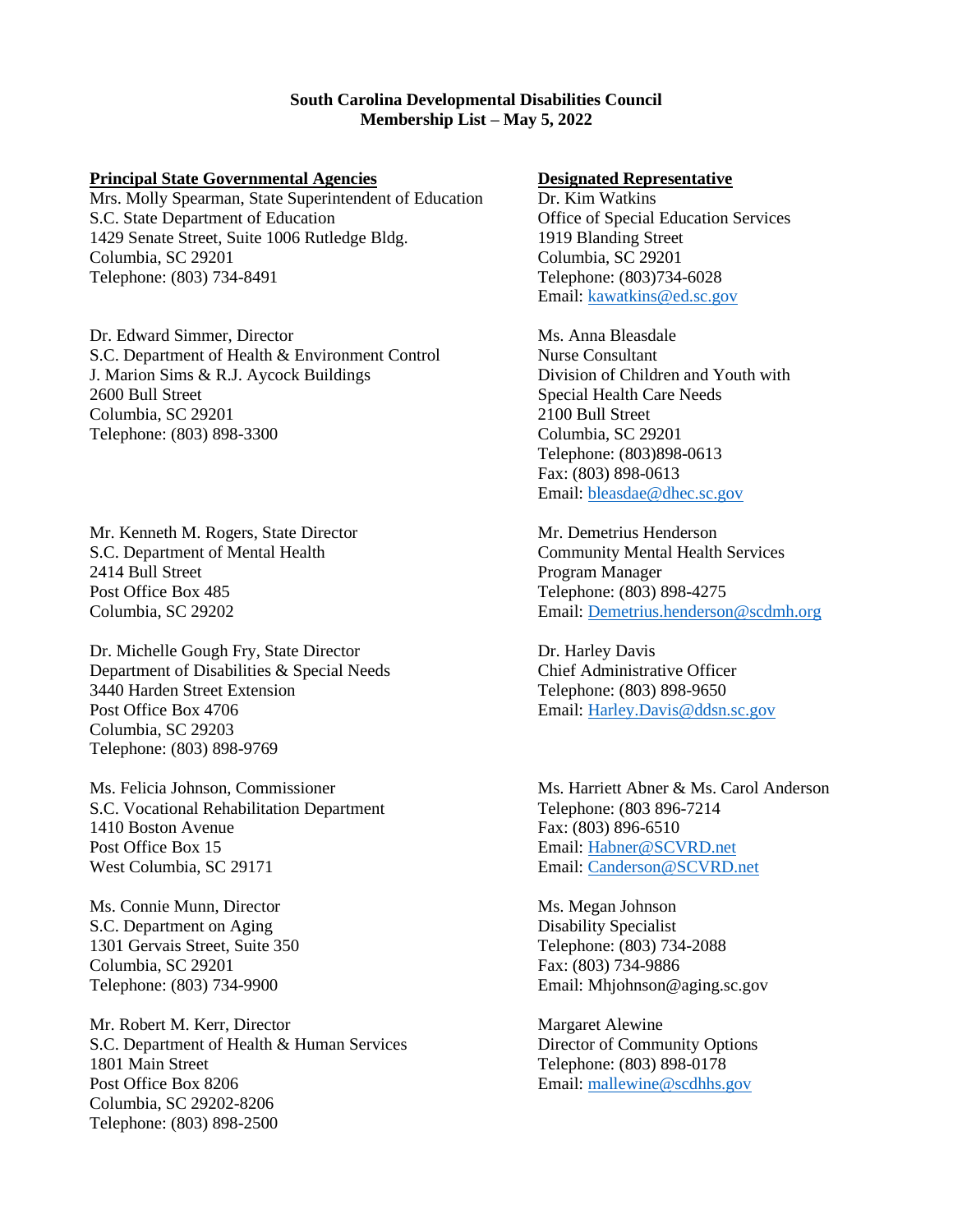**South Carolina Developmental Disabilities Council**
**Membership List – May 5, 2022**

| **Principal State Governmental Agencies** | **Designated Representative** |
|---|---|
| Mrs. Molly Spearman, State Superintendent of Education<br>S.C. State Department of Education<br>1429 Senate Street, Suite 1006 Rutledge Bldg.<br>Columbia, SC 29201<br>Telephone: (803) 734-8491 | Dr. Kim Watkins<br>Office of Special Education Services<br>1919 Blanding Street<br>Columbia, SC 29201<br>Telephone: (803)734-6028<br>Email: kawatkins@ed.sc.gov |
| Dr. Edward Simmer, Director<br>S.C. Department of Health & Environment Control<br>J. Marion Sims & R.J. Aycock Buildings<br>2600 Bull Street<br>Columbia, SC 29201<br>Telephone: (803) 898-3300 | Ms. Anna Bleasdale<br>Nurse Consultant<br>Division of Children and Youth with Special Health Care Needs<br>2100 Bull Street<br>Columbia, SC 29201<br>Telephone: (803)898-0613<br>Fax: (803) 898-0613<br>Email: bleasdae@dhec.sc.gov |
| Mr. Kenneth M. Rogers, State Director<br>S.C. Department of Mental Health<br>2414 Bull Street<br>Post Office Box 485<br>Columbia, SC 29202 | Mr. Demetrius Henderson<br>Community Mental Health Services<br>Program Manager<br>Telephone: (803) 898-4275<br>Email: Demetrius.henderson@scdmh.org |
| Dr. Michelle Gough Fry, State Director<br>Department of Disabilities & Special Needs<br>3440 Harden Street Extension<br>Post Office Box 4706<br>Columbia, SC 29203<br>Telephone: (803) 898-9769 | Dr. Harley Davis<br>Chief Administrative Officer<br>Telephone: (803) 898-9650<br>Email: Harley.Davis@ddsn.sc.gov |
| Ms. Felicia Johnson, Commissioner<br>S.C. Vocational Rehabilitation Department<br>1410 Boston Avenue<br>Post Office Box 15<br>West Columbia, SC 29171 | Ms. Harriett Abner & Ms. Carol Anderson<br>Telephone: (803 896-7214<br>Fax: (803) 896-6510<br>Email: Habner@SCVRD.net<br>Email: Canderson@SCVRD.net |
| Ms. Connie Munn, Director<br>S.C. Department on Aging<br>1301 Gervais Street, Suite 350<br>Columbia, SC 29201<br>Telephone: (803) 734-9900 | Ms. Megan Johnson<br>Disability Specialist<br>Telephone: (803) 734-2088<br>Fax: (803) 734-9886<br>Email: Mhjohnson@aging.sc.gov |
| Mr. Robert M. Kerr, Director<br>S.C. Department of Health & Human Services<br>1801 Main Street<br>Post Office Box 8206<br>Columbia, SC 29202-8206<br>Telephone: (803) 898-2500 | Margaret Alewine<br>Director of Community Options<br>Telephone: (803) 898-0178<br>Email: mallewine@scdhhs.gov |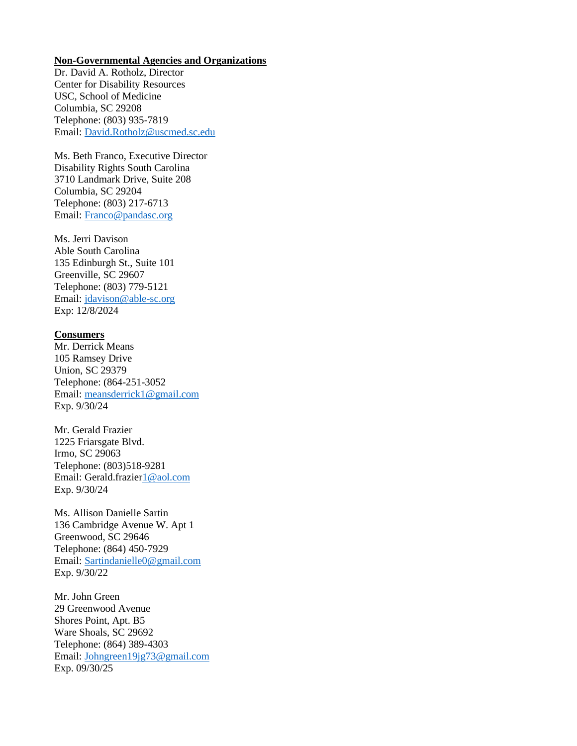**Non-Governmental Agencies and Organizations**

Dr. David A. Rotholz, Director
Center for Disability Resources
USC, School of Medicine
Columbia, SC 29208
Telephone: (803) 935-7819
Email: David.Rotholz@uscmed.sc.edu

Ms. Beth Franco, Executive Director
Disability Rights South Carolina
3710 Landmark Drive, Suite 208
Columbia, SC 29204
Telephone: (803) 217-6713
Email: Franco@pandasc.org

Ms. Jerri Davison
Able South Carolina
135 Edinburgh St., Suite 101
Greenville, SC 29607
Telephone: (803) 779-5121
Email: jdavison@able-sc.org
Exp: 12/8/2024

**Consumers**

Mr. Derrick Means
105 Ramsey Drive
Union, SC 29379
Telephone: (864-251-3052
Email: meansderrick1@gmail.com
Exp. 9/30/24

Mr. Gerald Frazier
1225 Friarsgate Blvd.
Irmo, SC 29063
Telephone: (803)518-9281
Email: Gerald.frazier1@aol.com
Exp. 9/30/24

Ms. Allison Danielle Sartin
136 Cambridge Avenue W. Apt 1
Greenwood, SC 29646
Telephone: (864) 450-7929
Email: Sartindanielle0@gmail.com
Exp. 9/30/22

Mr. John Green
29 Greenwood Avenue
Shores Point, Apt. B5
Ware Shoals, SC 29692
Telephone: (864) 389-4303
Email: Johngreen19jg73@gmail.com
Exp. 09/30/25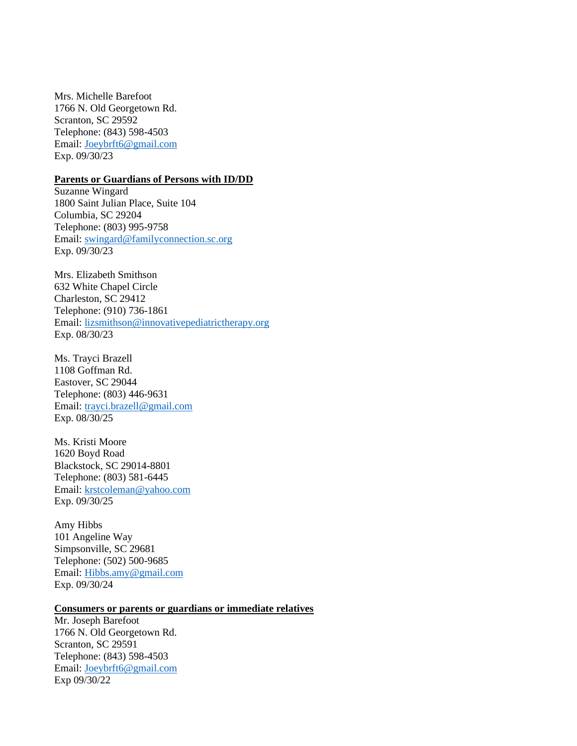Mrs. Michelle Barefoot
1766 N. Old Georgetown Rd.
Scranton, SC 29592
Telephone: (843) 598-4503
Email: Joeybrft6@gmail.com
Exp. 09/30/23

**Parents or Guardians of Persons with ID/DD**

Suzanne Wingard
1800 Saint Julian Place, Suite 104
Columbia, SC 29204
Telephone: (803) 995-9758
Email: swingard@familyconnection.sc.org
Exp. 09/30/23

Mrs. Elizabeth Smithson
632 White Chapel Circle
Charleston, SC 29412
Telephone: (910) 736-1861
Email: lizsmithson@innovativepediatrictherapy.org
Exp. 08/30/23

Ms. Trayci Brazell
1108 Goffman Rd.
Eastover, SC 29044
Telephone: (803) 446-9631
Email: trayci.brazell@gmail.com
Exp. 08/30/25

Ms. Kristi Moore
1620 Boyd Road
Blackstock, SC 29014-8801
Telephone: (803) 581-6445
Email: krstcoleman@yahoo.com
Exp. 09/30/25

Amy Hibbs
101 Angeline Way
Simpsonville, SC 29681
Telephone: (502) 500-9685
Email: Hibbs.amy@gmail.com
Exp. 09/30/24

**Consumers or parents or guardians or immediate relatives**

Mr. Joseph Barefoot
1766 N. Old Georgetown Rd.
Scranton, SC 29591
Telephone: (843) 598-4503
Email: Joeybrft6@gmail.com
Exp 09/30/22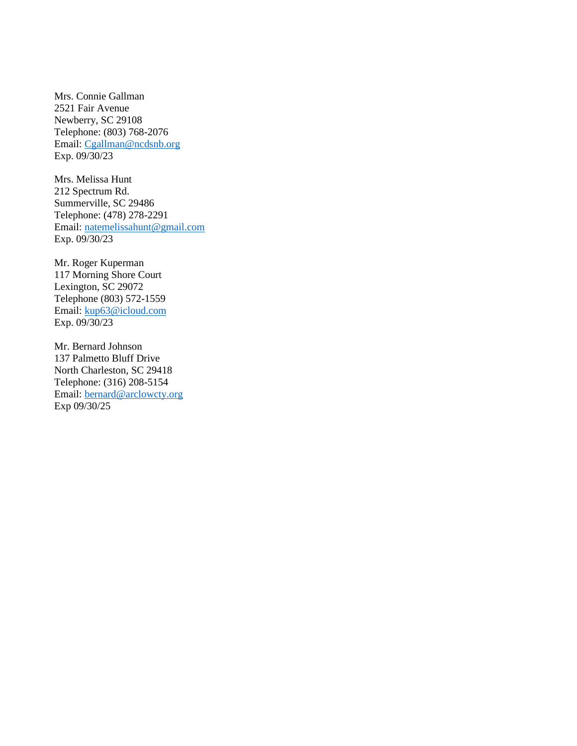Mrs. Connie Gallman
2521 Fair Avenue
Newberry, SC 29108
Telephone: (803) 768-2076
Email: Cgallman@ncdsnb.org
Exp. 09/30/23

Mrs. Melissa Hunt
212 Spectrum Rd.
Summerville, SC 29486
Telephone: (478) 278-2291
Email: natemelissahunt@gmail.com
Exp. 09/30/23

Mr. Roger Kuperman
117 Morning Shore Court
Lexington, SC 29072
Telephone (803) 572-1559
Email: kup63@icloud.com
Exp. 09/30/23

Mr. Bernard Johnson
137 Palmetto Bluff Drive
North Charleston, SC 29418
Telephone: (316) 208-5154
Email: bernard@arclowcty.org
Exp 09/30/25